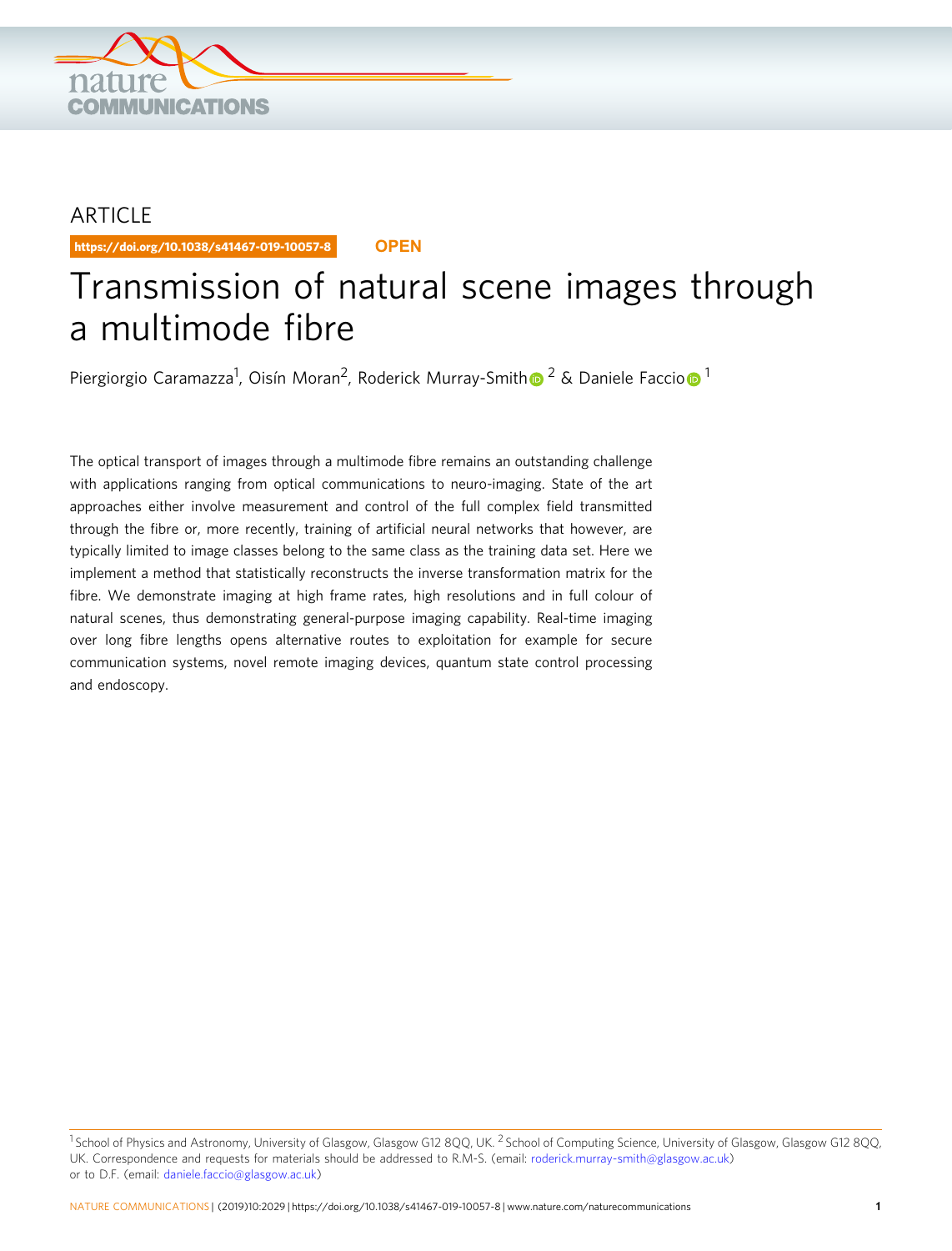ARTICLE

https://doi.org/10.1038/s41467-019-10057-8 **OPEN**

# Transmission of natural scene images through a multimode fibre

Piergiorgio Caramazza[1], Oisín Moran[2], Roderick Murray-Smith[2] & Daniele Faccio[1]

The optical transport of images through a multimode fibre remains an outstanding challenge with applications ranging from optical communications to neuro-imaging. State of the art approaches either involve measurement and control of the full complex field transmitted through the fibre or, more recently, training of artificial neural networks that however, are typically limited to image classes belong to the same class as the training data set. Here we implement a method that statistically reconstructs the inverse transformation matrix for the fibre. We demonstrate imaging at high frame rates, high resolutions and in full colour of natural scenes, thus demonstrating general-purpose imaging capability. Real-time imaging over long fibre lengths opens alternative routes to exploitation for example for secure communication systems, novel remote imaging devices, quantum state control processing and endoscopy.

[1] School of Physics and Astronomy, University of Glasgow, Glasgow G12 8QQ, UK. [2] School of Computing Science, University of Glasgow, Glasgow G12 8QQ, UK. Correspondence and requests for materials should be addressed to R.M-S. (email: roderick.murray-smith@glasgow.ac.uk) or to D.F. (email: daniele.faccio@glasgow.ac.uk)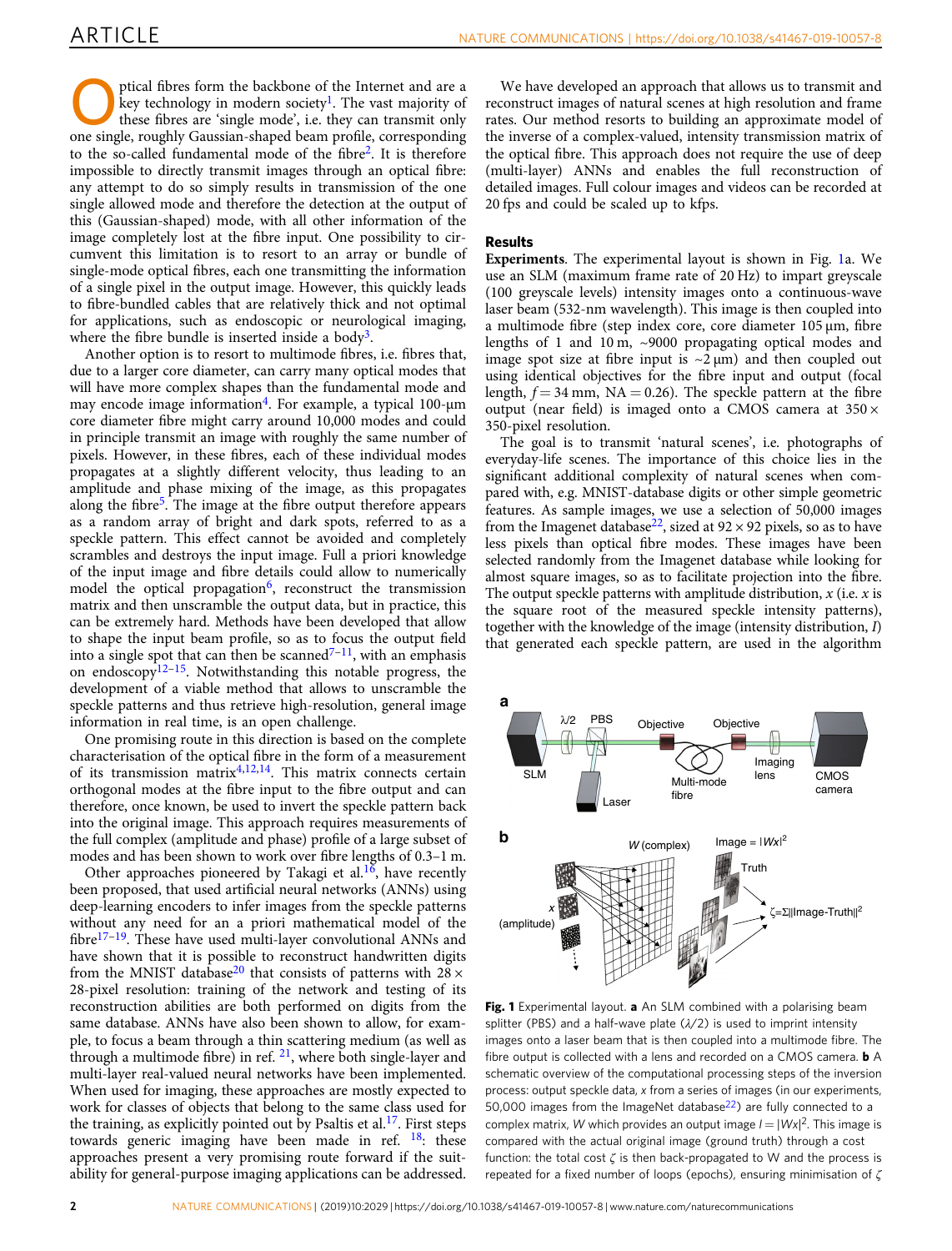Optical fibres form the backbone of the Internet and are a key technology in modern society[1]. The vast majority of these fibres are 'single mode', i.e. they can transmit only one single, roughly Gaussian-shaped beam profile, corresponding to the so-called fundamental mode of the fibre[2]. It is therefore impossible to directly transmit images through an optical fibre: any attempt to do so simply results in transmission of the one single allowed mode and therefore the detection at the output of this (Gaussian-shaped) mode, with all other information of the image completely lost at the fibre input. One possibility to circumvent this limitation is to resort to an array or bundle of single-mode optical fibres, each one transmitting the information of a single pixel in the output image. However, this quickly leads to fibre-bundled cables that are relatively thick and not optimal for applications, such as endoscopic or neurological imaging, where the fibre bundle is inserted inside a body[3].

Another option is to resort to multimode fibres, i.e. fibres that, due to a larger core diameter, can carry many optical modes that will have more complex shapes than the fundamental mode and may encode image information[4]. For example, a typical 100-μm core diameter fibre might carry around 10,000 modes and could in principle transmit an image with roughly the same number of pixels. However, in these fibres, each of these individual modes propagates at a slightly different velocity, thus leading to an amplitude and phase mixing of the image, as this propagates along the fibre[5]. The image at the fibre output therefore appears as a random array of bright and dark spots, referred to as a speckle pattern. This effect cannot be avoided and completely scrambles and destroys the input image. Full a priori knowledge of the input image and fibre details could allow to numerically model the optical propagation[6], reconstruct the transmission matrix and then unscramble the output data, but in practice, this can be extremely hard. Methods have been developed that allow to shape the input beam profile, so as to focus the output field into a single spot that can then be scanned[7–11], with an emphasis on endoscopy[12–15]. Notwithstanding this notable progress, the development of a viable method that allows to unscramble the speckle patterns and thus retrieve high-resolution, general image information in real time, is an open challenge.

One promising route in this direction is based on the complete characterisation of the optical fibre in the form of a measurement of its transmission matrix[4,12,14]. This matrix connects certain orthogonal modes at the fibre input to the fibre output and can therefore, once known, be used to invert the speckle pattern back into the original image. This approach requires measurements of the full complex (amplitude and phase) profile of a large subset of modes and has been shown to work over fibre lengths of 0.3–1 m.

Other approaches pioneered by Takagi et al.[16], have recently been proposed, that used artificial neural networks (ANNs) using deep-learning encoders to infer images from the speckle patterns without any need for an a priori mathematical model of the fibre[17–19]. These have used multi-layer convolutional ANNs and have shown that it is possible to reconstruct handwritten digits from the MNIST database[20] that consists of patterns with 28 × 28-pixel resolution: training of the network and testing of its reconstruction abilities are both performed on digits from the same database. ANNs have also been shown to allow, for example, to focus a beam through a thin scattering medium (as well as through a multimode fibre) in ref. [21], where both single-layer and multi-layer real-valued neural networks have been implemented. When used for imaging, these approaches are mostly expected to work for classes of objects that belong to the same class used for the training, as explicitly pointed out by Psaltis et al.[17]. First steps towards generic imaging have been made in ref. [18]: these approaches present a very promising route forward if the suitability for general-purpose imaging applications can be addressed.

We have developed an approach that allows us to transmit and reconstruct images of natural scenes at high resolution and frame rates. Our method resorts to building an approximate model of the inverse of a complex-valued, intensity transmission matrix of the optical fibre. This approach does not require the use of deep (multi-layer) ANNs and enables the full reconstruction of detailed images. Full colour images and videos can be recorded at 20 fps and could be scaled up to kfps.

## Results

**Experiments**. The experimental layout is shown in Fig. 1a. We use an SLM (maximum frame rate of 20 Hz) to impart greyscale (100 greyscale levels) intensity images onto a continuous-wave laser beam (532-nm wavelength). This image is then coupled into a multimode fibre (step index core, core diameter 105 μm, fibre lengths of 1 and 10 m, ~9000 propagating optical modes and image spot size at fibre input is ~2 μm) and then coupled out using identical objectives for the fibre input and output (focal length, $f = 34$ mm, NA = 0.26). The speckle pattern at the fibre output (near field) is imaged onto a CMOS camera at 350 × 350-pixel resolution.

The goal is to transmit 'natural scenes', i.e. photographs of everyday-life scenes. The importance of this choice lies in the significant additional complexity of natural scenes when compared with, e.g. MNIST-database digits or other simple geometric features. As sample images, we use a selection of 50,000 images from the Imagenet database[22], sized at 92 × 92 pixels, so as to have less pixels than optical fibre modes. These images have been selected randomly from the Imagenet database while looking for almost square images, so as to facilitate projection into the fibre. The output speckle patterns with amplitude distribution, $x$ (i.e. $x$ is the square root of the measured speckle intensity patterns), together with the knowledge of the image (intensity distribution, $I$) that generated each speckle pattern, are used in the algorithm

**Fig. 1** Experimental layout. **a** An SLM combined with a polarising beam splitter (PBS) and a half-wave plate ($\lambda/2$) is used to imprint intensity images onto a laser beam that is then coupled into a multimode fibre. The fibre output is collected with a lens and recorded on a CMOS camera. **b** A schematic overview of the computational processing steps of the inversion process: output speckle data, $x$ from a series of images (in our experiments, 50,000 images from the ImageNet database[22]) are fully connected to a complex matrix, $W$ which provides an output image $I = |Wx|^2$. This image is compared with the actual original image (ground truth) through a cost function: the total cost $\zeta$ is then back-propagated to W and the process is repeated for a fixed number of loops (epochs), ensuring minimisation of $\zeta$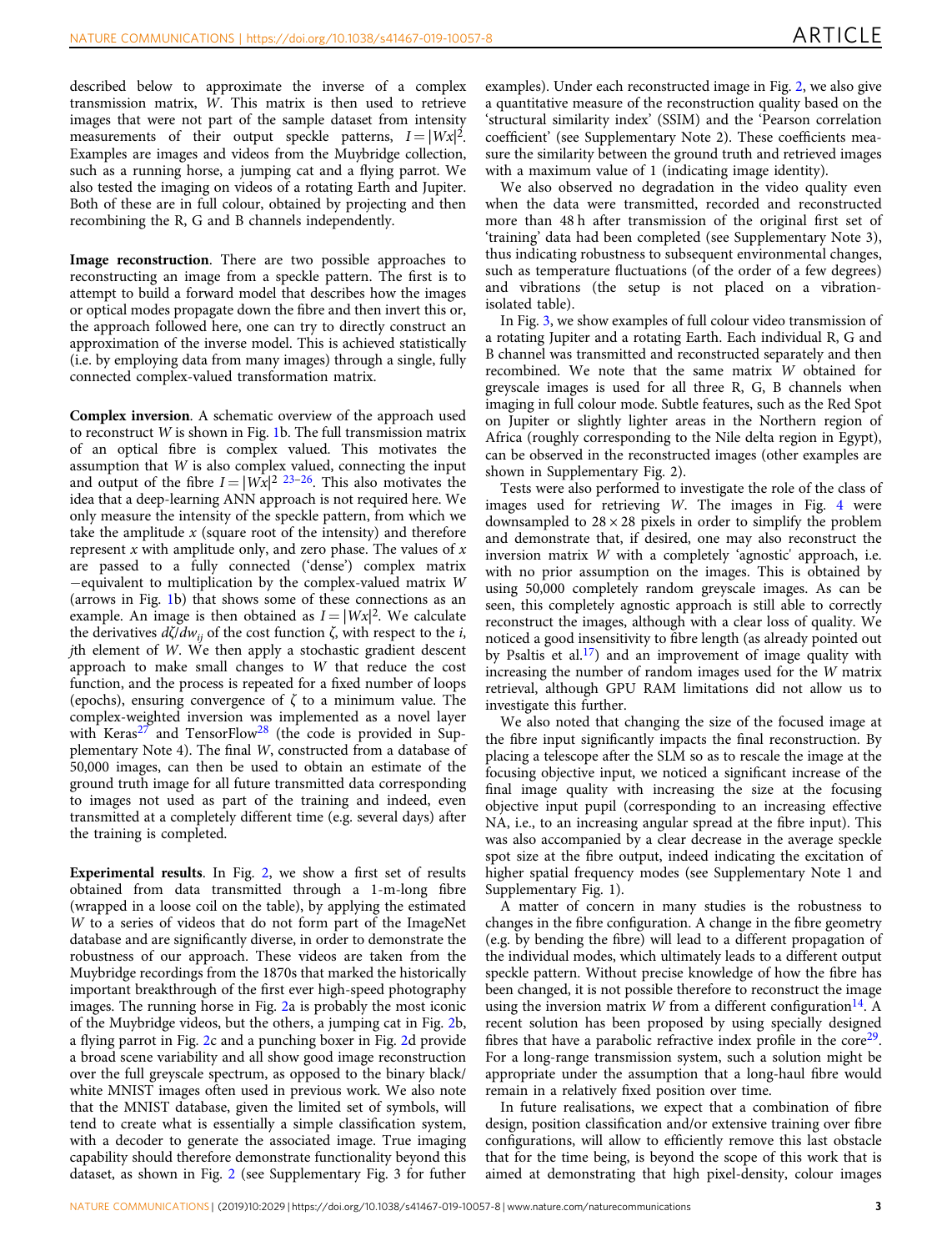described below to approximate the inverse of a complex transmission matrix, $W$. This matrix is then used to retrieve images that were not part of the sample dataset from intensity measurements of their output speckle patterns, $I = |Wx|^2$. Examples are images and videos from the Muybridge collection, such as a running horse, a jumping cat and a flying parrot. We also tested the imaging on videos of a rotating Earth and Jupiter. Both of these are in full colour, obtained by projecting and then recombining the R, G and B channels independently.

**Image reconstruction**. There are two possible approaches to reconstructing an image from a speckle pattern. The first is to attempt to build a forward model that describes how the images or optical modes propagate down the fibre and then invert this or, the approach followed here, one can try to directly construct an approximation of the inverse model. This is achieved statistically (i.e. by employing data from many images) through a single, fully connected complex-valued transformation matrix.

**Complex inversion**. A schematic overview of the approach used to reconstruct $W$ is shown in Fig. 1b. The full transmission matrix of an optical fibre is complex valued. This motivates the assumption that $W$ is also complex valued, connecting the input and output of the fibre $I = |Wx|^2$ [23–26]. This also motivates the idea that a deep-learning ANN approach is not required here. We only measure the intensity of the speckle pattern, from which we take the amplitude $x$ (square root of the intensity) and therefore represent $x$ with amplitude only, and zero phase. The values of $x$ are passed to a fully connected ('dense') complex matrix —equivalent to multiplication by the complex-valued matrix $W$ (arrows in Fig. 1b) that shows some of these connections as an example. An image is then obtained as $I = |Wx|^2$. We calculate the derivatives $d\zeta/dw_{ij}$ of the cost function $\zeta$, with respect to the $i$, $j$th element of $W$. We then apply a stochastic gradient descent approach to make small changes to $W$ that reduce the cost function, and the process is repeated for a fixed number of loops (epochs), ensuring convergence of $\zeta$ to a minimum value. The complex-weighted inversion was implemented as a novel layer with Keras[27] and TensorFlow[28] (the code is provided in Supplementary Note 4). The final $W$, constructed from a database of 50,000 images, can then be used to obtain an estimate of the ground truth image for all future transmitted data corresponding to images not used as part of the training and indeed, even transmitted at a completely different time (e.g. several days) after the training is completed.

**Experimental results**. In Fig. 2, we show a first set of results obtained from data transmitted through a 1-m-long fibre (wrapped in a loose coil on the table), by applying the estimated $W$ to a series of videos that do not form part of the ImageNet database and are significantly diverse, in order to demonstrate the robustness of our approach. These videos are taken from the Muybridge recordings from the 1870s that marked the historically important breakthrough of the first ever high-speed photography images. The running horse in Fig. 2a is probably the most iconic of the Muybridge videos, but the others, a jumping cat in Fig. 2b, a flying parrot in Fig. 2c and a punching boxer in Fig. 2d provide a broad scene variability and all show good image reconstruction over the full greyscale spectrum, as opposed to the binary black/white MNIST images often used in previous work. We also note that the MNIST database, given the limited set of symbols, will tend to create what is essentially a simple classification system, with a decoder to generate the associated image. True imaging capability should therefore demonstrate functionality beyond this dataset, as shown in Fig. 2 (see Supplementary Fig. 3 for futher examples). Under each reconstructed image in Fig. 2, we also give a quantitative measure of the reconstruction quality based on the 'structural similarity index' (SSIM) and the 'Pearson correlation coefficient' (see Supplementary Note 2). These coefficients measure the similarity between the ground truth and retrieved images with a maximum value of 1 (indicating image identity).

We also observed no degradation in the video quality even when the data were transmitted, recorded and reconstructed more than 48 h after transmission of the original first set of 'training' data had been completed (see Supplementary Note 3), thus indicating robustness to subsequent environmental changes, such as temperature fluctuations (of the order of a few degrees) and vibrations (the setup is not placed on a vibration-isolated table).

In Fig. 3, we show examples of full colour video transmission of a rotating Jupiter and a rotating Earth. Each individual R, G and B channel was transmitted and reconstructed separately and then recombined. We note that the same matrix $W$ obtained for greyscale images is used for all three R, G, B channels when imaging in full colour mode. Subtle features, such as the Red Spot on Jupiter or slightly lighter areas in the Northern region of Africa (roughly corresponding to the Nile delta region in Egypt), can be observed in the reconstructed images (other examples are shown in Supplementary Fig. 2).

Tests were also performed to investigate the role of the class of images used for retrieving $W$. The images in Fig. 4 were downsampled to $28 \times 28$ pixels in order to simplify the problem and demonstrate that, if desired, one may also reconstruct the inversion matrix $W$ with a completely 'agnostic' approach, i.e. with no prior assumption on the images. This is obtained by using 50,000 completely random greyscale images. As can be seen, this completely agnostic approach is still able to correctly reconstruct the images, although with a clear loss of quality. We noticed a good insensitivity to fibre length (as already pointed out by Psaltis et al.[17]) and an improvement of image quality with increasing the number of random images used for the $W$ matrix retrieval, although GPU RAM limitations did not allow us to investigate this further.

We also noted that changing the size of the focused image at the fibre input significantly impacts the final reconstruction. By placing a telescope after the SLM so as to rescale the image at the focusing objective input, we noticed a significant increase of the final image quality with increasing the size at the focusing objective input pupil (corresponding to an increasing effective NA, i.e., to an increasing angular spread at the fibre input). This was also accompanied by a clear decrease in the average speckle spot size at the fibre output, indeed indicating the excitation of higher spatial frequency modes (see Supplementary Note 1 and Supplementary Fig. 1).

A matter of concern in many studies is the robustness to changes in the fibre configuration. A change in the fibre geometry (e.g. by bending the fibre) will lead to a different propagation of the individual modes, which ultimately leads to a different output speckle pattern. Without precise knowledge of how the fibre has been changed, it is not possible therefore to reconstruct the image using the inversion matrix $W$ from a different configuration[14]. A recent solution has been proposed by using specially designed fibres that have a parabolic refractive index profile in the core[29]. For a long-range transmission system, such a solution might be appropriate under the assumption that a long-haul fibre would remain in a relatively fixed position over time.

In future realisations, we expect that a combination of fibre design, position classification and/or extensive training over fibre configurations, will allow to efficiently remove this last obstacle that for the time being, is beyond the scope of this work that is aimed at demonstrating that high pixel-density, colour images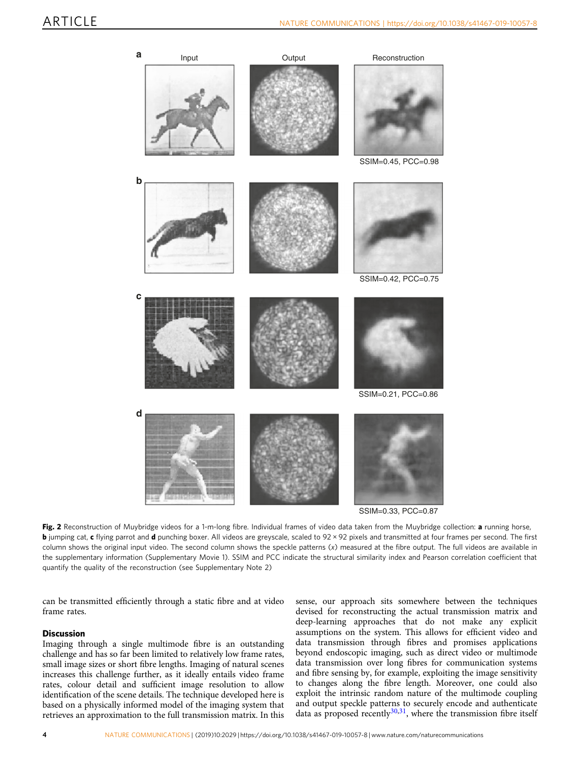a Input Output Reconstruction

SSIM=0.45, PCC=0.98

b

SSIM=0.42, PCC=0.75

c

SSIM=0.21, PCC=0.86

d

SSIM=0.33, PCC=0.87

**Fig. 2** Reconstruction of Muybridge videos for a 1-m-long fibre. Individual frames of video data taken from the Muybridge collection: **a** running horse, **b** jumping cat, **c** flying parrot and **d** punching boxer. All videos are greyscale, scaled to 92 × 92 pixels and transmitted at four frames per second. The first column shows the original input video. The second column shows the speckle patterns ($x$) measured at the fibre output. The full videos are available in the supplementary information (Supplementary Movie 1). SSIM and PCC indicate the structural similarity index and Pearson correlation coefficient that quantify the quality of the reconstruction (see Supplementary Note 2)

can be transmitted efficiently through a static fibre and at video frame rates.

## Discussion

Imaging through a single multimode fibre is an outstanding challenge and has so far been limited to relatively low frame rates, small image sizes or short fibre lengths. Imaging of natural scenes increases this challenge further, as it ideally entails video frame rates, colour detail and sufficient image resolution to allow identification of the scene details. The technique developed here is based on a physically informed model of the imaging system that retrieves an approximation to the full transmission matrix. In this sense, our approach sits somewhere between the techniques devised for reconstructing the actual transmission matrix and deep-learning approaches that do not make any explicit assumptions on the system. This allows for efficient video and data transmission through fibres and promises applications beyond endoscopic imaging, such as direct video or multimode data transmission over long fibres for communication systems and fibre sensing by, for example, exploiting the image sensitivity to changes along the fibre length. Moreover, one could also exploit the intrinsic random nature of the multimode coupling and output speckle patterns to securely encode and authenticate data as proposed recently[30,31], where the transmission fibre itself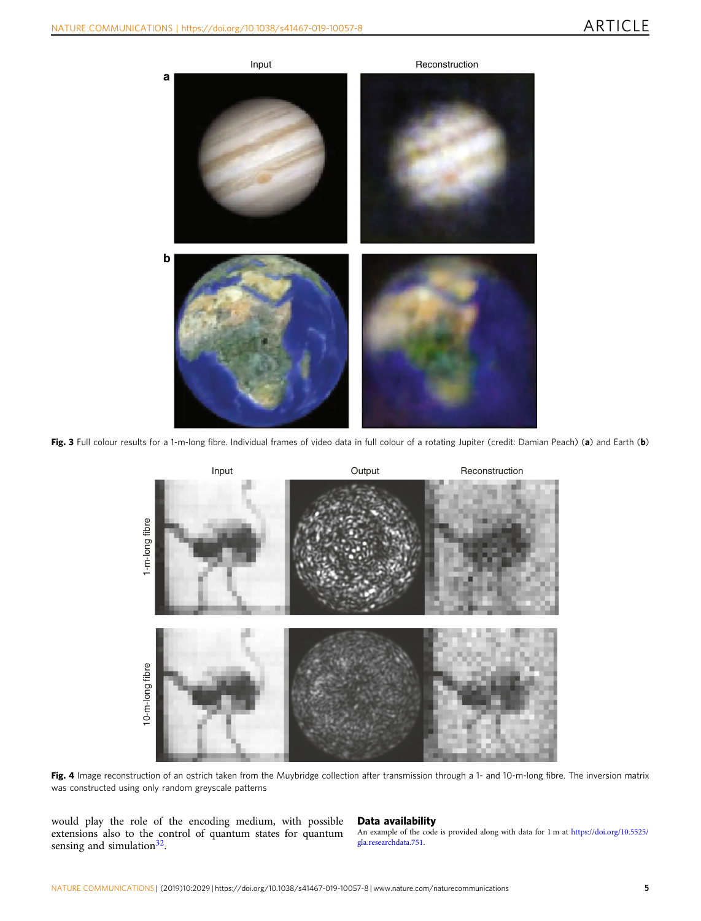**Fig. 3** Full colour results for a 1-m-long fibre. Individual frames of video data in full colour of a rotating Jupiter (credit: Damian Peach) (**a**) and Earth (**b**)

**Fig. 4** Image reconstruction of an ostrich taken from the Muybridge collection after transmission through a 1- and 10-m-long fibre. The inversion matrix was constructed using only random greyscale patterns

would play the role of the encoding medium, with possible extensions also to the control of quantum states for quantum sensing and simulation[32].

## Data availability

An example of the code is provided along with data for 1 m at https://doi.org/10.5525/gla.researchdata.751.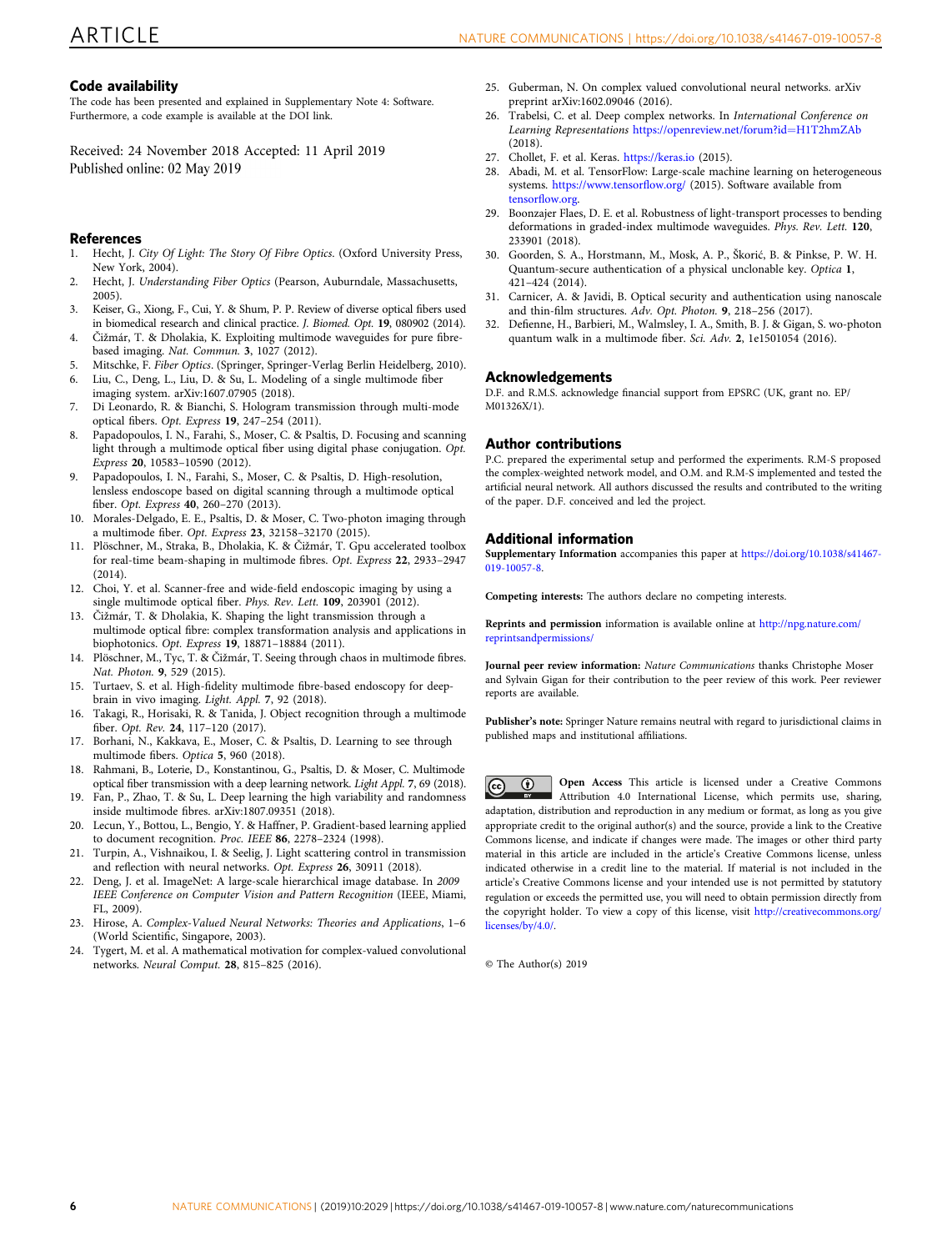## Code availability

The code has been presented and explained in Supplementary Note 4: Software. Furthermore, a code example is available at the DOI link.

Received: 24 November 2018 Accepted: 11 April 2019
Published online: 02 May 2019

## References

1. Hecht, J. *City Of Light: The Story Of Fibre Optics*. (Oxford University Press, New York, 2004).
2. Hecht, J. *Understanding Fiber Optics* (Pearson, Auburndale, Massachusetts, 2005).
3. Keiser, G., Xiong, F., Cui, Y. & Shum, P. P. Review of diverse optical fibers used in biomedical research and clinical practice. *J. Biomed. Opt.* **19**, 080902 (2014).
4. Čižmár, T. & Dholakia, K. Exploiting multimode waveguides for pure fibre-based imaging. *Nat. Commun.* **3**, 1027 (2012).
5. Mitschke, F. *Fiber Optics*. (Springer, Springer-Verlag Berlin Heidelberg, 2010).
6. Liu, C., Deng, L., Liu, D. & Su, L. Modeling of a single multimode fiber imaging system. arXiv:1607.07905 (2018).
7. Di Leonardo, R. & Bianchi, S. Hologram transmission through multi-mode optical fibers. *Opt. Express* **19**, 247–254 (2011).
8. Papadopoulos, I. N., Farahi, S., Moser, C. & Psaltis, D. Focusing and scanning light through a multimode optical fiber using digital phase conjugation. *Opt. Express* **20**, 10583–10590 (2012).
9. Papadopoulos, I. N., Farahi, S., Moser, C. & Psaltis, D. High-resolution, lensless endoscope based on digital scanning through a multimode optical fiber. *Opt. Express* **40**, 260–270 (2013).
10. Morales-Delgado, E. E., Psaltis, D. & Moser, C. Two-photon imaging through a multimode fiber. *Opt. Express* **23**, 32158–32170 (2015).
11. Plöschner, M., Straka, B., Dholakia, K. & Čižmár, T. Gpu accelerated toolbox for real-time beam-shaping in multimode fibres. *Opt. Express* **22**, 2933–2947 (2014).
12. Choi, Y. et al. Scanner-free and wide-field endoscopic imaging by using a single multimode optical fiber. *Phys. Rev. Lett.* **109**, 203901 (2012).
13. Čižmár, T. & Dholakia, K. Shaping the light transmission through a multimode optical fibre: complex transformation analysis and applications in biophotonics. *Opt. Express* **19**, 18871–18884 (2011).
14. Plöschner, M., Tyc, T. & Čižmár, T. Seeing through chaos in multimode fibres. *Nat. Photon.* **9**, 529 (2015).
15. Turtaev, S. et al. High-fidelity multimode fibre-based endoscopy for deep-brain in vivo imaging. *Light. Appl.* **7**, 92 (2018).
16. Takagi, R., Horisaki, R. & Tanida, J. Object recognition through a multimode fiber. *Opt. Rev.* **24**, 117–120 (2017).
17. Borhani, N., Kakkava, E., Moser, C. & Psaltis, D. Learning to see through multimode fibers. *Optica* **5**, 960 (2018).
18. Rahmani, B., Loterie, D., Konstantinou, G., Psaltis, D. & Moser, C. Multimode optical fiber transmission with a deep learning network. *Light Appl.* **7**, 69 (2018).
19. Fan, P., Zhao, T. & Su, L. Deep learning the high variability and randomness inside multimode fibres. arXiv:1807.09351 (2018).
20. Lecun, Y., Bottou, L., Bengio, Y. & Haffner, P. Gradient-based learning applied to document recognition. *Proc. IEEE* **86**, 2278–2324 (1998).
21. Turpin, A., Vishnaikou, I. & Seelig, J. Light scattering control in transmission and reflection with neural networks. *Opt. Express* **26**, 30911 (2018).
22. Deng, J. et al. ImageNet: A large-scale hierarchical image database. In *2009 IEEE Conference on Computer Vision and Pattern Recognition* (IEEE, Miami, FL, 2009).
23. Hirose, A. *Complex-Valued Neural Networks: Theories and Applications*, 1–6 (World Scientific, Singapore, 2003).
24. Tygert, M. et al. A mathematical motivation for complex-valued convolutional networks. *Neural Comput.* **28**, 815–825 (2016).
25. Guberman, N. On complex valued convolutional neural networks. arXiv preprint arXiv:1602.09046 (2016).
26. Trabelsi, C. et al. Deep complex networks. In *International Conference on Learning Representations* https://openreview.net/forum?id=H1T2hmZAb (2018).
27. Chollet, F. et al. Keras. https://keras.io (2015).
28. Abadi, M. et al. TensorFlow: Large-scale machine learning on heterogeneous systems. https://www.tensorflow.org/ (2015). Software available from tensorflow.org.
29. Boonzajer Flaes, D. E. et al. Robustness of light-transport processes to bending deformations in graded-index multimode waveguides. *Phys. Rev. Lett.* **120**, 233901 (2018).
30. Goorden, S. A., Horstmann, M., Mosk, A. P., Škorić, B. & Pinkse, P. W. H. Quantum-secure authentication of a physical unclonable key. *Optica* **1**, 421–424 (2014).
31. Carnicer, A. & Javidi, B. Optical security and authentication using nanoscale and thin-film structures. *Adv. Opt. Photon.* **9**, 218–256 (2017).
32. Defienne, H., Barbieri, M., Walmsley, I. A., Smith, B. J. & Gigan, S. wo-photon quantum walk in a multimode fiber. *Sci. Adv.* **2**, 1e1501054 (2016).

## Acknowledgements

D.F. and R.M.S. acknowledge financial support from EPSRC (UK, grant no. EP/M01326X/1).

## Author contributions

P.C. prepared the experimental setup and performed the experiments. R.M-S proposed the complex-weighted network model, and O.M. and R.M-S implemented and tested the artificial neural network. All authors discussed the results and contributed to the writing of the paper. D.F. conceived and led the project.

## Additional information

**Supplementary Information** accompanies this paper at https://doi.org/10.1038/s41467-019-10057-8.

**Competing interests:** The authors declare no competing interests.

**Reprints and permission** information is available online at http://npg.nature.com/reprintsandpermissions/

**Journal peer review information:** *Nature Communications* thanks Christophe Moser and Sylvain Gigan for their contribution to the peer review of this work. Peer reviewer reports are available.

**Publisher's note:** Springer Nature remains neutral with regard to jurisdictional claims in published maps and institutional affiliations.

**Open Access** This article is licensed under a Creative Commons Attribution 4.0 International License, which permits use, sharing, adaptation, distribution and reproduction in any medium or format, as long as you give appropriate credit to the original author(s) and the source, provide a link to the Creative Commons license, and indicate if changes were made. The images or other third party material in this article are included in the article's Creative Commons license, unless indicated otherwise in a credit line to the material. If material is not included in the article's Creative Commons license and your intended use is not permitted by statutory regulation or exceeds the permitted use, you will need to obtain permission directly from the copyright holder. To view a copy of this license, visit http://creativecommons.org/licenses/by/4.0/.

© The Author(s) 2019